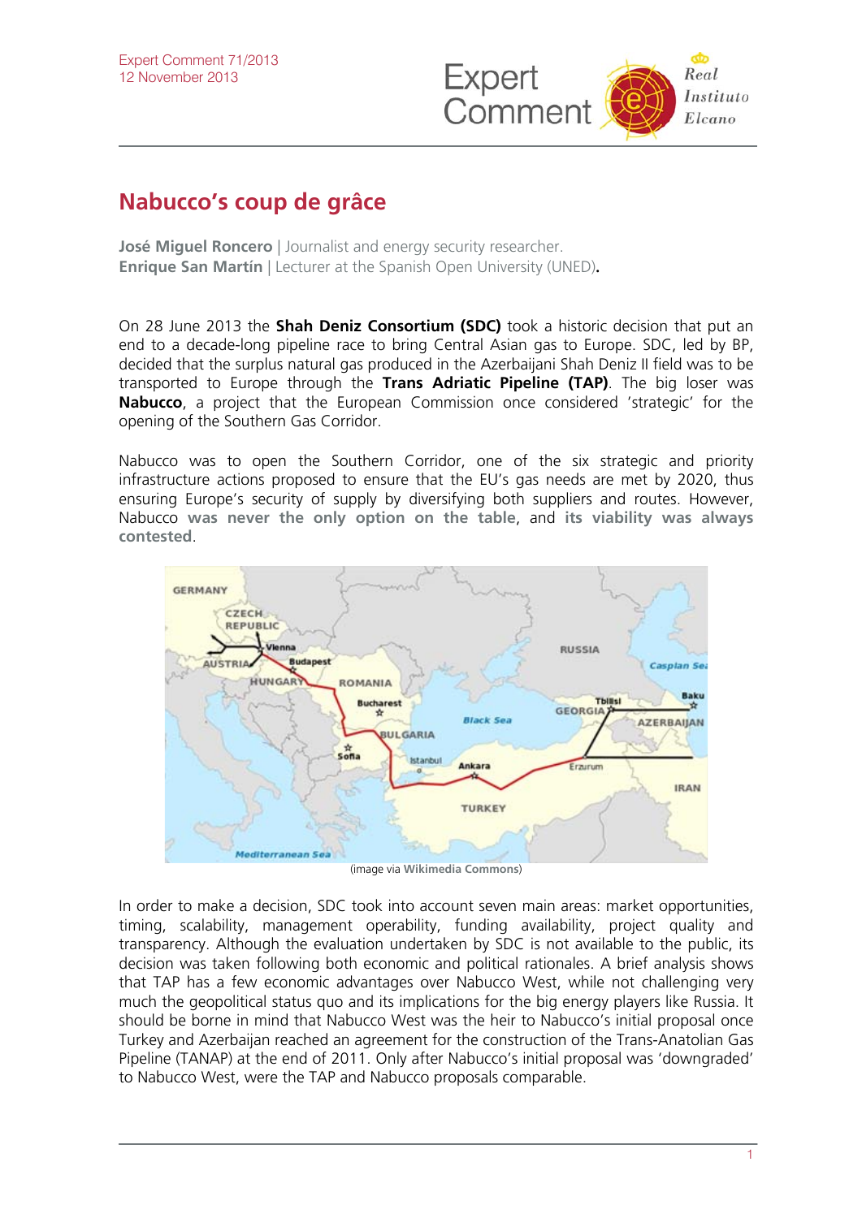Expert Comment 71/2013
12 November 2013

# Nabucco's coup de grâce

**José Miguel Roncero** | Journalist and energy security researcher.
**Enrique San Martín** | Lecturer at the Spanish Open University (UNED).

On 28 June 2013 the **Shah Deniz Consortium (SDC)** took a historic decision that put an end to a decade-long pipeline race to bring Central Asian gas to Europe. SDC, led by BP, decided that the surplus natural gas produced in the Azerbaijani Shah Deniz II field was to be transported to Europe through the **Trans Adriatic Pipeline (TAP)**. The big loser was **Nabucco**, a project that the European Commission once considered 'strategic' for the opening of the Southern Gas Corridor.

Nabucco was to open the Southern Corridor, one of the six strategic and priority infrastructure actions proposed to ensure that the EU's gas needs are met by 2020, thus ensuring Europe's security of supply by diversifying both suppliers and routes. However, Nabucco **was never the only option on the table**, and **its viability was always contested**.

(image via Wikimedia Commons)

In order to make a decision, SDC took into account seven main areas: market opportunities, timing, scalability, management operability, funding availability, project quality and transparency. Although the evaluation undertaken by SDC is not available to the public, its decision was taken following both economic and political rationales. A brief analysis shows that TAP has a few economic advantages over Nabucco West, while not challenging very much the geopolitical status quo and its implications for the big energy players like Russia. It should be borne in mind that Nabucco West was the heir to Nabucco's initial proposal once Turkey and Azerbaijan reached an agreement for the construction of the Trans-Anatolian Gas Pipeline (TANAP) at the end of 2011. Only after Nabucco's initial proposal was 'downgraded' to Nabucco West, were the TAP and Nabucco proposals comparable.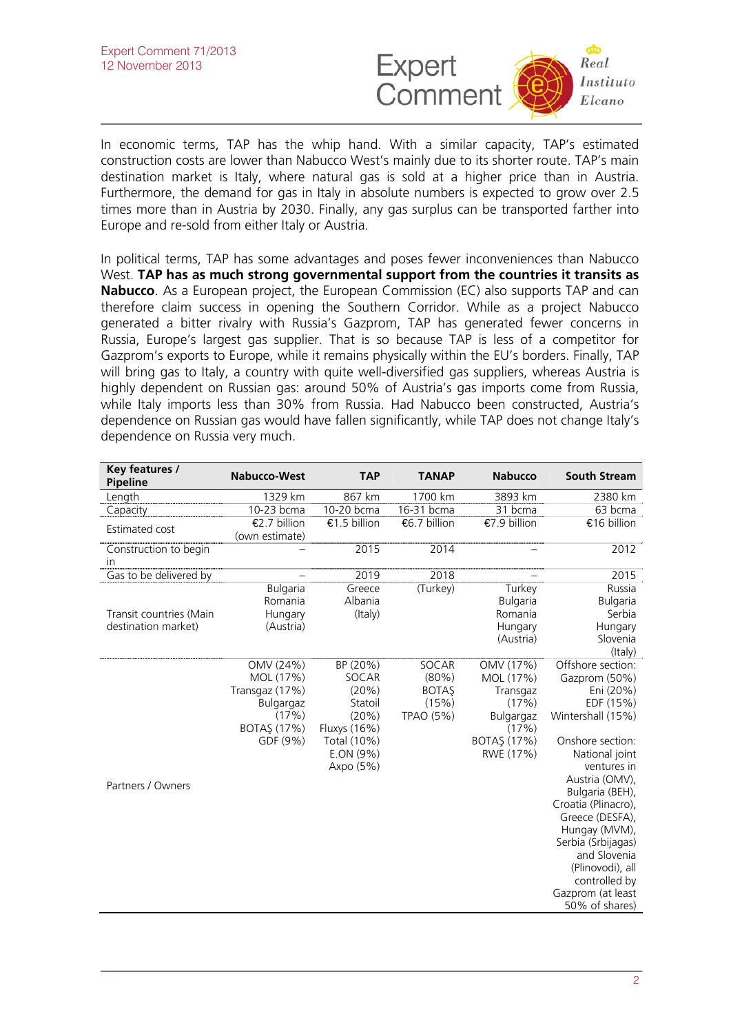In economic terms, TAP has the whip hand. With a similar capacity, TAP's estimated construction costs are lower than Nabucco West's mainly due to its shorter route. TAP's main destination market is Italy, where natural gas is sold at a higher price than in Austria. Furthermore, the demand for gas in Italy in absolute numbers is expected to grow over 2.5 times more than in Austria by 2030. Finally, any gas surplus can be transported farther into Europe and re-sold from either Italy or Austria.

In political terms, TAP has some advantages and poses fewer inconveniences than Nabucco West. **TAP has as much strong governmental support from the countries it transits as Nabucco**. As a European project, the European Commission (EC) also supports TAP and can therefore claim success in opening the Southern Corridor. While as a project Nabucco generated a bitter rivalry with Russia's Gazprom, TAP has generated fewer concerns in Russia, Europe's largest gas supplier. That is so because TAP is less of a competitor for Gazprom's exports to Europe, while it remains physically within the EU's borders. Finally, TAP will bring gas to Italy, a country with quite well-diversified gas suppliers, whereas Austria is highly dependent on Russian gas: around 50% of Austria's gas imports come from Russia, while Italy imports less than 30% from Russia. Had Nabucco been constructed, Austria's dependence on Russian gas would have fallen significantly, while TAP does not change Italy's dependence on Russia very much.

| Key features / Pipeline | Nabucco-West | TAP | TANAP | Nabucco | South Stream |
|---|---|---|---|---|---|
| Length | 1329 km | 867 km | 1700 km | 3893 km | 2380 km |
| Capacity | 10-23 bcma | 10-20 bcma | 16-31 bcma | 31 bcma | 63 bcma |
| Estimated cost | €2.7 billion (own estimate) | €1.5 billion | €6.7 billion | €7.9 billion | €16 billion |
| Construction to begin in | – | 2015 | 2014 | – | 2012 |
| Gas to be delivered by | – | 2019 | 2018 | – | 2015 |
| Transit countries (Main destination market) | Bulgaria Romania Hungary (Austria) | Greece Albania (Italy) | (Turkey) | Turkey Bulgaria Romania Hungary (Austria) | Russia Bulgaria Serbia Hungary Slovenia (Italy) |
| Partners / Owners | OMV (24%) MOL (17%) Transgaz (17%) Bulgargaz (17%) BOTAŞ (17%) GDF (9%) | BP (20%) SOCAR (20%) Statoil (20%) Fluxys (16%) Total (10%) E.ON (9%) Axpo (5%) | SOCAR (80%) BOTAŞ (15%) TPAO (5%) | OMV (17%) MOL (17%) Transgaz (17%) Bulgargaz (17%) BOTAŞ (17%) RWE (17%) | Offshore section: Gazprom (50%) Eni (20%) EDF (15%) Wintershall (15%) Onshore section: National joint ventures in Austria (OMV), Bulgaria (BEH), Croatia (Plinacro), Greece (DESFA), Hungay (MVM), Serbia (Srbijagas) and Slovenia (Plinovodi), all controlled by Gazprom (at least 50% of shares) |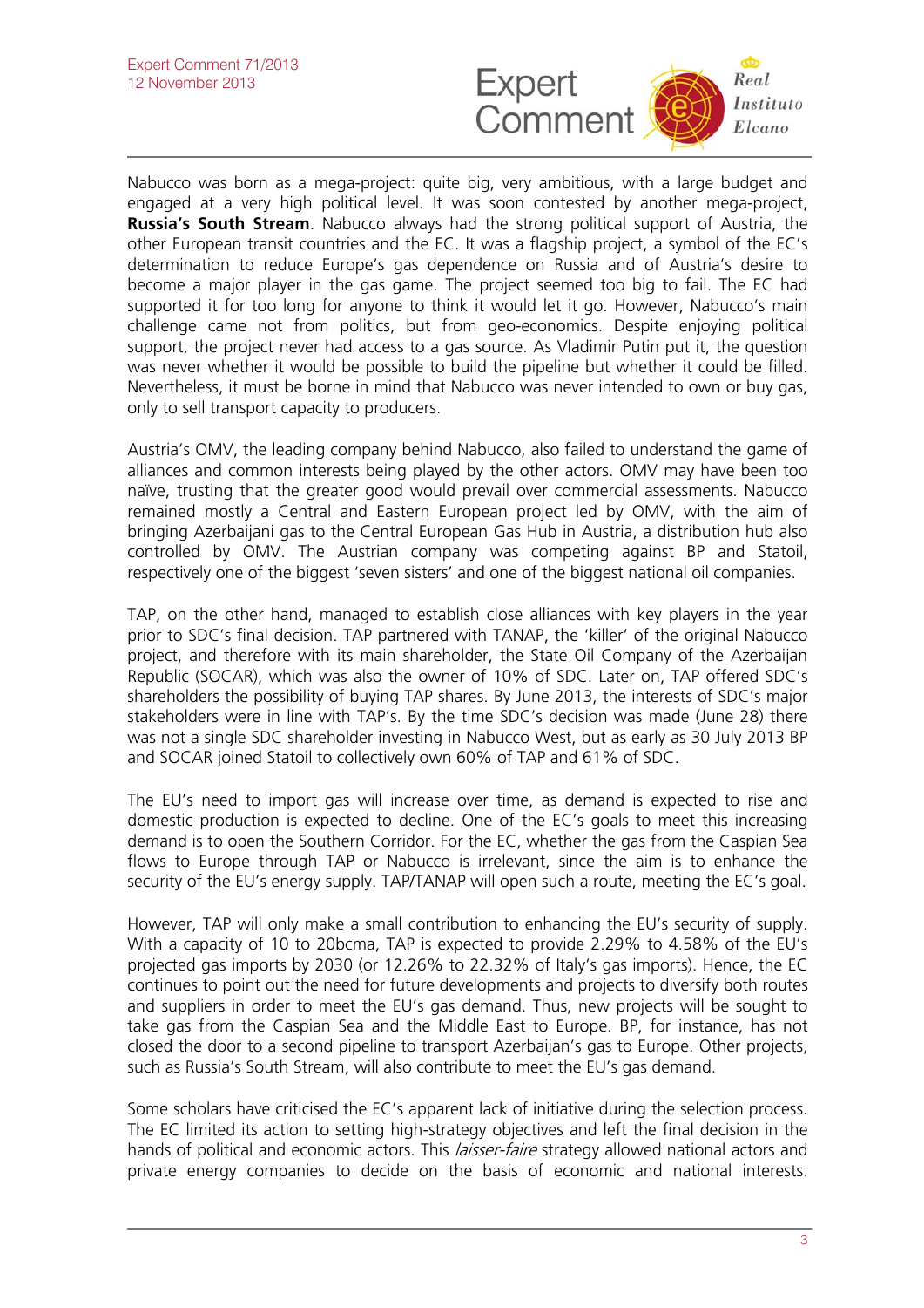Nabucco was born as a mega-project: quite big, very ambitious, with a large budget and engaged at a very high political level. It was soon contested by another mega-project, **Russia's South Stream**. Nabucco always had the strong political support of Austria, the other European transit countries and the EC. It was a flagship project, a symbol of the EC's determination to reduce Europe's gas dependence on Russia and of Austria's desire to become a major player in the gas game. The project seemed too big to fail. The EC had supported it for too long for anyone to think it would let it go. However, Nabucco's main challenge came not from politics, but from geo-economics. Despite enjoying political support, the project never had access to a gas source. As Vladimir Putin put it, the question was never whether it would be possible to build the pipeline but whether it could be filled. Nevertheless, it must be borne in mind that Nabucco was never intended to own or buy gas, only to sell transport capacity to producers.

Austria's OMV, the leading company behind Nabucco, also failed to understand the game of alliances and common interests being played by the other actors. OMV may have been too naïve, trusting that the greater good would prevail over commercial assessments. Nabucco remained mostly a Central and Eastern European project led by OMV, with the aim of bringing Azerbaijani gas to the Central European Gas Hub in Austria, a distribution hub also controlled by OMV. The Austrian company was competing against BP and Statoil, respectively one of the biggest 'seven sisters' and one of the biggest national oil companies.

TAP, on the other hand, managed to establish close alliances with key players in the year prior to SDC's final decision. TAP partnered with TANAP, the 'killer' of the original Nabucco project, and therefore with its main shareholder, the State Oil Company of the Azerbaijan Republic (SOCAR), which was also the owner of 10% of SDC. Later on, TAP offered SDC's shareholders the possibility of buying TAP shares. By June 2013, the interests of SDC's major stakeholders were in line with TAP's. By the time SDC's decision was made (June 28) there was not a single SDC shareholder investing in Nabucco West, but as early as 30 July 2013 BP and SOCAR joined Statoil to collectively own 60% of TAP and 61% of SDC.

The EU's need to import gas will increase over time, as demand is expected to rise and domestic production is expected to decline. One of the EC's goals to meet this increasing demand is to open the Southern Corridor. For the EC, whether the gas from the Caspian Sea flows to Europe through TAP or Nabucco is irrelevant, since the aim is to enhance the security of the EU's energy supply. TAP/TANAP will open such a route, meeting the EC's goal.

However, TAP will only make a small contribution to enhancing the EU's security of supply. With a capacity of 10 to 20bcma, TAP is expected to provide 2.29% to 4.58% of the EU's projected gas imports by 2030 (or 12.26% to 22.32% of Italy's gas imports). Hence, the EC continues to point out the need for future developments and projects to diversify both routes and suppliers in order to meet the EU's gas demand. Thus, new projects will be sought to take gas from the Caspian Sea and the Middle East to Europe. BP, for instance, has not closed the door to a second pipeline to transport Azerbaijan's gas to Europe. Other projects, such as Russia's South Stream, will also contribute to meet the EU's gas demand.

Some scholars have criticised the EC's apparent lack of initiative during the selection process. The EC limited its action to setting high-strategy objectives and left the final decision in the hands of political and economic actors. This *laisser-faire* strategy allowed national actors and private energy companies to decide on the basis of economic and national interests.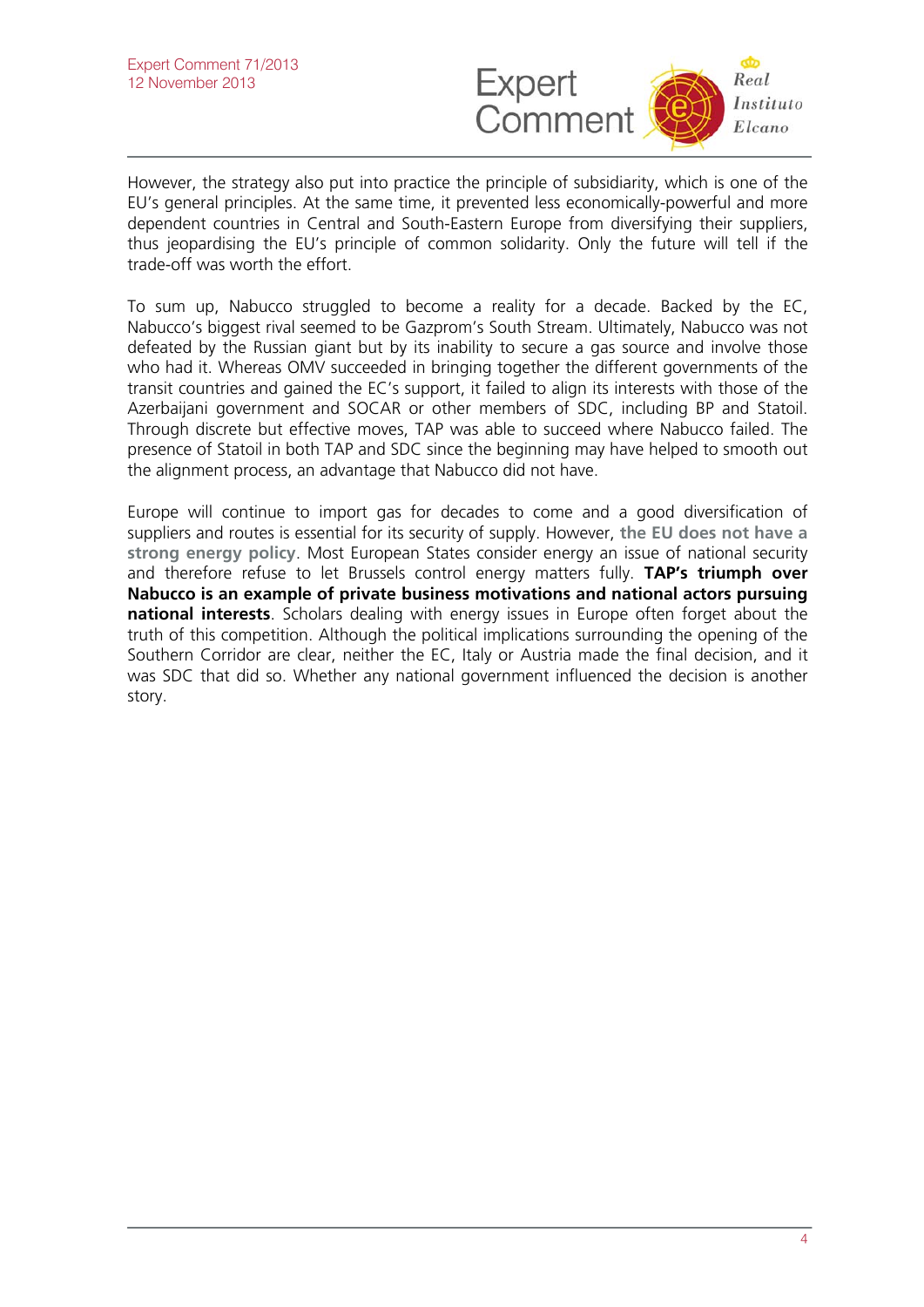However, the strategy also put into practice the principle of subsidiarity, which is one of the EU's general principles. At the same time, it prevented less economically-powerful and more dependent countries in Central and South-Eastern Europe from diversifying their suppliers, thus jeopardising the EU's principle of common solidarity. Only the future will tell if the trade-off was worth the effort.

To sum up, Nabucco struggled to become a reality for a decade. Backed by the EC, Nabucco's biggest rival seemed to be Gazprom's South Stream. Ultimately, Nabucco was not defeated by the Russian giant but by its inability to secure a gas source and involve those who had it. Whereas OMV succeeded in bringing together the different governments of the transit countries and gained the EC's support, it failed to align its interests with those of the Azerbaijani government and SOCAR or other members of SDC, including BP and Statoil. Through discrete but effective moves, TAP was able to succeed where Nabucco failed. The presence of Statoil in both TAP and SDC since the beginning may have helped to smooth out the alignment process, an advantage that Nabucco did not have.

Europe will continue to import gas for decades to come and a good diversification of suppliers and routes is essential for its security of supply. However, **the EU does not have a strong energy policy**. Most European States consider energy an issue of national security and therefore refuse to let Brussels control energy matters fully. **TAP's triumph over Nabucco is an example of private business motivations and national actors pursuing national interests**. Scholars dealing with energy issues in Europe often forget about the truth of this competition. Although the political implications surrounding the opening of the Southern Corridor are clear, neither the EC, Italy or Austria made the final decision, and it was SDC that did so. Whether any national government influenced the decision is another story.